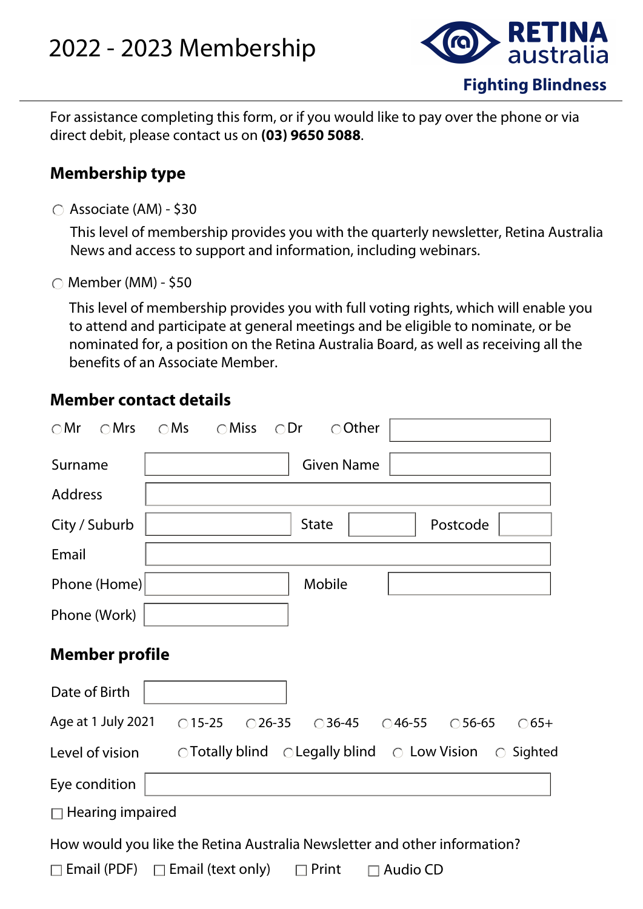# 2022 - 2023 Membership

RETINA australia

**Fighting Blindness**

For assistance completing this form, or if you would like to pay over the phone or via direct debit, please contact us on **(03) 9650 5088**.

## Membership type

○ Associate (AM) - $30

This level of membership provides you with the quarterly newsletter, Retina Australia News and access to support and information, including webinars.

○ Member (MM) - $50

This level of membership provides you with full voting rights, which will enable you to attend and participate at general meetings and be eligible to nominate, or be nominated for, a position on the Retina Australia Board, as well as receiving all the benefits of an Associate Member.

## Member contact details

○ Mr ○ Mrs ○ Ms ○ Miss ○ Dr ○ Other ____________

Surname ____________ Given Name ____________

Address ____________

City / Suburb ____________ State ______ Postcode ______

Email ____________

Phone (Home) ____________ Mobile ____________

Phone (Work) ____________

## Member profile

Date of Birth ____________

Age at 1 July 2021 ○ 15-25 ○ 26-35 ○ 36-45 ○ 46-55 ○ 56-65 ○ 65+

Level of vision ○ Totally blind ○ Legally blind ○ Low Vision ○ Sighted

Eye condition ____________

☐ Hearing impaired

How would you like the Retina Australia Newsletter and other information?

☐ Email (PDF) ☐ Email (text only) ☐ Print ☐ Audio CD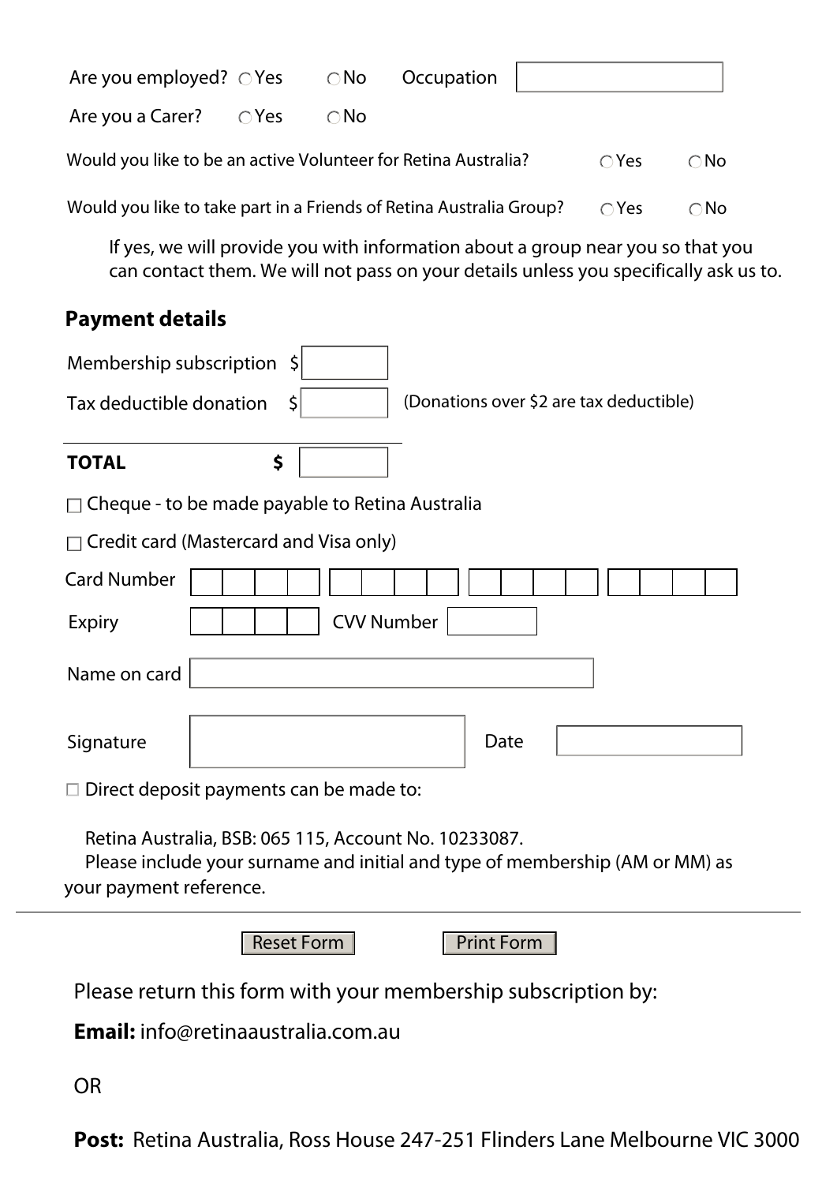Are you employed? ○ Yes ○ No Occupation

Are you a Carer? ○ Yes ○ No

Would you like to be an active Volunteer for Retina Australia? ○ Yes ○ No

Would you like to take part in a Friends of Retina Australia Group? ○ Yes ○ No

If yes, we will provide you with information about a group near you so that you can contact them. We will not pass on your details unless you specifically ask us to.

## Payment details

Membership subscription $

Tax deductible donation $ (Donations over $2 are tax deductible)

**TOTAL $**

☐ Cheque - to be made payable to Retina Australia

☐ Credit card (Mastercard and Visa only)

Card Number

Expiry CVV Number

Name on card

Signature Date

☐ Direct deposit payments can be made to:

Retina Australia, BSB: 065 115, Account No. 10233087.
Please include your surname and initial and type of membership (AM or MM) as your payment reference.

Reset Form Print Form

Please return this form with your membership subscription by:

**Email:** info@retinaaustralia.com.au

OR

**Post:** Retina Australia, Ross House 247-251 Flinders Lane Melbourne VIC 3000